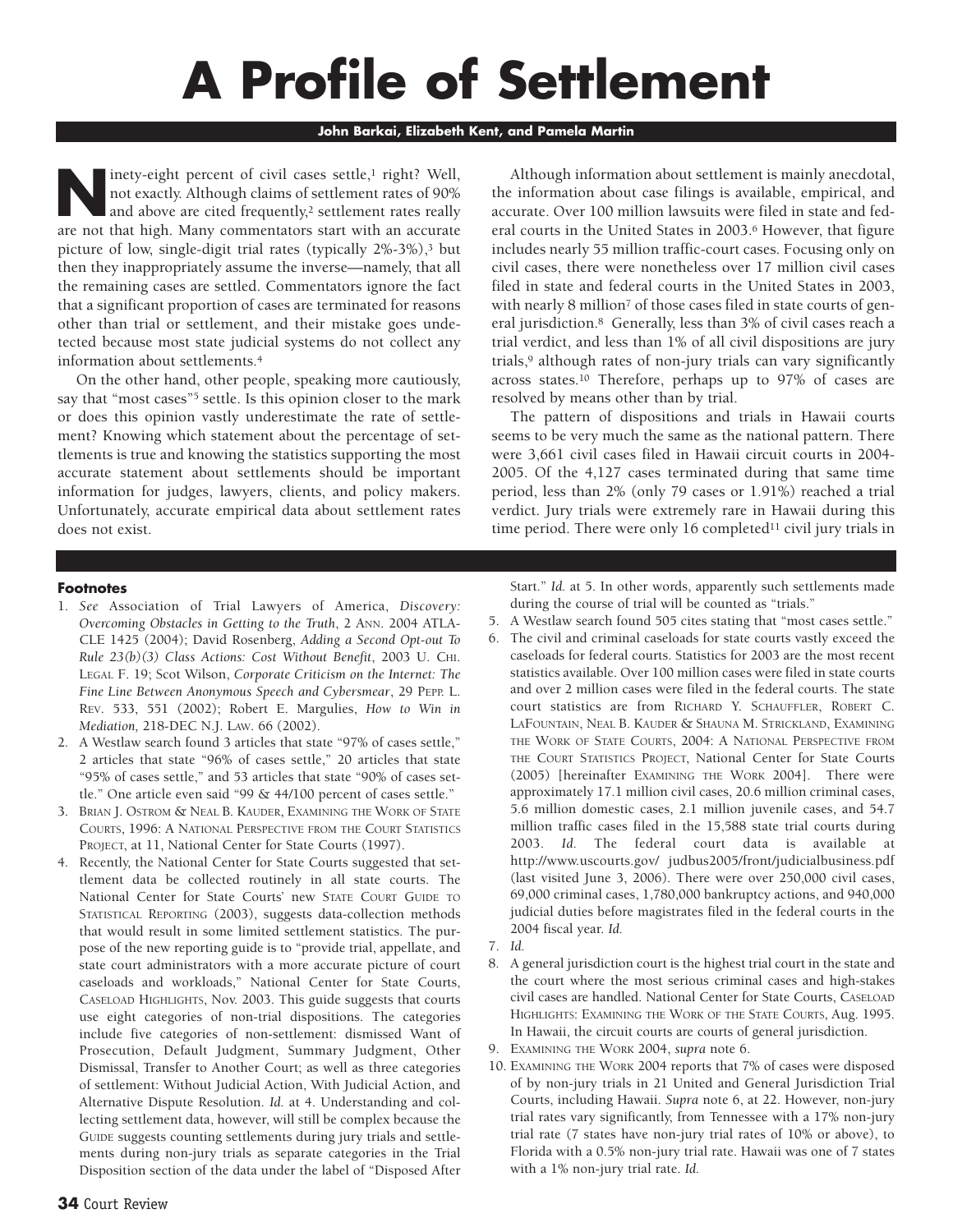# A Profile of Settlement

**John Barkai, Elizabeth Kent, and Pamela Martin**

Ninety-eight percent of civil cases settle,[1] right? Well, not exactly. Although claims of settlement rates of 90% and above are cited frequently,[2] settlement rates really are not that high. Many commentators start with an accurate picture of low, single-digit trial rates (typically 2%-3%),[3] but then they inappropriately assume the inverse—namely, that all the remaining cases are settled. Commentators ignore the fact that a significant proportion of cases are terminated for reasons other than trial or settlement, and their mistake goes undetected because most state judicial systems do not collect any information about settlements.[4]

On the other hand, other people, speaking more cautiously, say that "most cases"[5] settle. Is this opinion closer to the mark or does this opinion vastly underestimate the rate of settlement? Knowing which statement about the percentage of settlements is true and knowing the statistics supporting the most accurate statement about settlements should be important information for judges, lawyers, clients, and policy makers. Unfortunately, accurate empirical data about settlement rates does not exist.

Although information about settlement is mainly anecdotal, the information about case filings is available, empirical, and accurate. Over 100 million lawsuits were filed in state and federal courts in the United States in 2003.[6] However, that figure includes nearly 55 million traffic-court cases. Focusing only on civil cases, there were nonetheless over 17 million civil cases filed in state and federal courts in the United States in 2003, with nearly 8 million[7] of those cases filed in state courts of general jurisdiction.[8] Generally, less than 3% of civil cases reach a trial verdict, and less than 1% of all civil dispositions are jury trials,[9] although rates of non-jury trials can vary significantly across states.[10] Therefore, perhaps up to 97% of cases are resolved by means other than by trial.

The pattern of dispositions and trials in Hawaii courts seems to be very much the same as the national pattern. There were 3,661 civil cases filed in Hawaii circuit courts in 2004-2005. Of the 4,127 cases terminated during that same time period, less than 2% (only 79 cases or 1.91%) reached a trial verdict. Jury trials were extremely rare in Hawaii during this time period. There were only 16 completed[11] civil jury trials in

---

**Footnotes**

1. *See* Association of Trial Lawyers of America, *Discovery: Overcoming Obstacles in Getting to the Truth*, 2 ANN. 2004 ATLA-CLE 1425 (2004); David Rosenberg, *Adding a Second Opt-out To Rule 23(b)(3) Class Actions: Cost Without Benefit*, 2003 U. CHI. LEGAL F. 19; Scot Wilson, *Corporate Criticism on the Internet: The Fine Line Between Anonymous Speech and Cybersmear*, 29 PEPP. L. REV. 533, 551 (2002); Robert E. Margulies, *How to Win in Mediation,* 218-DEC N.J. LAW. 66 (2002).
2. A Westlaw search found 3 articles that state "97% of cases settle," 2 articles that state "96% of cases settle," 20 articles that state "95% of cases settle," and 53 articles that state "90% of cases settle." One article even said "99 & 44/100 percent of cases settle."
3. BRIAN J. OSTROM & NEAL B. KAUDER, EXAMINING THE WORK OF STATE COURTS, 1996: A NATIONAL PERSPECTIVE FROM THE COURT STATISTICS PROJECT, at 11, National Center for State Courts (1997).
4. Recently, the National Center for State Courts suggested that settlement data be collected routinely in all state courts. The National Center for State Courts' new STATE COURT GUIDE TO STATISTICAL REPORTING (2003), suggests data-collection methods that would result in some limited settlement statistics. The purpose of the new reporting guide is to "provide trial, appellate, and state court administrators with a more accurate picture of court caseloads and workloads," National Center for State Courts, CASELOAD HIGHLIGHTS, Nov. 2003. This guide suggests that courts use eight categories of non-trial dispositions. The categories include five categories of non-settlement: dismissed Want of Prosecution, Default Judgment, Summary Judgment, Other Dismissal, Transfer to Another Court; as well as three categories of settlement: Without Judicial Action, With Judicial Action, and Alternative Dispute Resolution. *Id.* at 4. Understanding and collecting settlement data, however, will still be complex because the GUIDE suggests counting settlements during jury trials and settlements during non-jury trials as separate categories in the Trial Disposition section of the data under the label of "Disposed After Start." *Id.* at 5. In other words, apparently such settlements made during the course of trial will be counted as "trials."
5. A Westlaw search found 505 cites stating that "most cases settle."
6. The civil and criminal caseloads for state courts vastly exceed the caseloads for federal courts. Statistics for 2003 are the most recent statistics available. Over 100 million cases were filed in state courts and over 2 million cases were filed in the federal courts. The state court statistics are from RICHARD Y. SCHAUFFLER, ROBERT C. LAFOUNTAIN, NEAL B. KAUDER & SHAUNA M. STRICKLAND, EXAMINING THE WORK OF STATE COURTS, 2004: A NATIONAL PERSPECTIVE FROM THE COURT STATISTICS PROJECT, National Center for State Courts (2005) [hereinafter EXAMINING THE WORK 2004]. There were approximately 17.1 million civil cases, 20.6 million criminal cases, 5.6 million domestic cases, 2.1 million juvenile cases, and 54.7 million traffic cases filed in the 15,588 state trial courts during 2003. *Id.* The federal court data is available at http://www.uscourts.gov/ judbus2005/front/judicialbusiness.pdf (last visited June 3, 2006). There were over 250,000 civil cases, 69,000 criminal cases, 1,780,000 bankruptcy actions, and 940,000 judicial duties before magistrates filed in the federal courts in the 2004 fiscal year. *Id.*
7. *Id.*
8. A general jurisdiction court is the highest trial court in the state and the court where the most serious criminal cases and high-stakes civil cases are handled. National Center for State Courts, CASELOAD HIGHLIGHTS: EXAMINING THE WORK OF THE STATE COURTS, Aug. 1995. In Hawaii, the circuit courts are courts of general jurisdiction.
9. EXAMINING THE WORK 2004, *supra* note 6.
10. EXAMINING THE WORK 2004 reports that 7% of cases were disposed of by non-jury trials in 21 United and General Jurisdiction Trial Courts, including Hawaii. *Supra* note 6, at 22. However, non-jury trial rates vary significantly, from Tennessee with a 17% non-jury trial rate (7 states have non-jury trial rates of 10% or above), to Florida with a 0.5% non-jury trial rate. Hawaii was one of 7 states with a 1% non-jury trial rate. *Id.*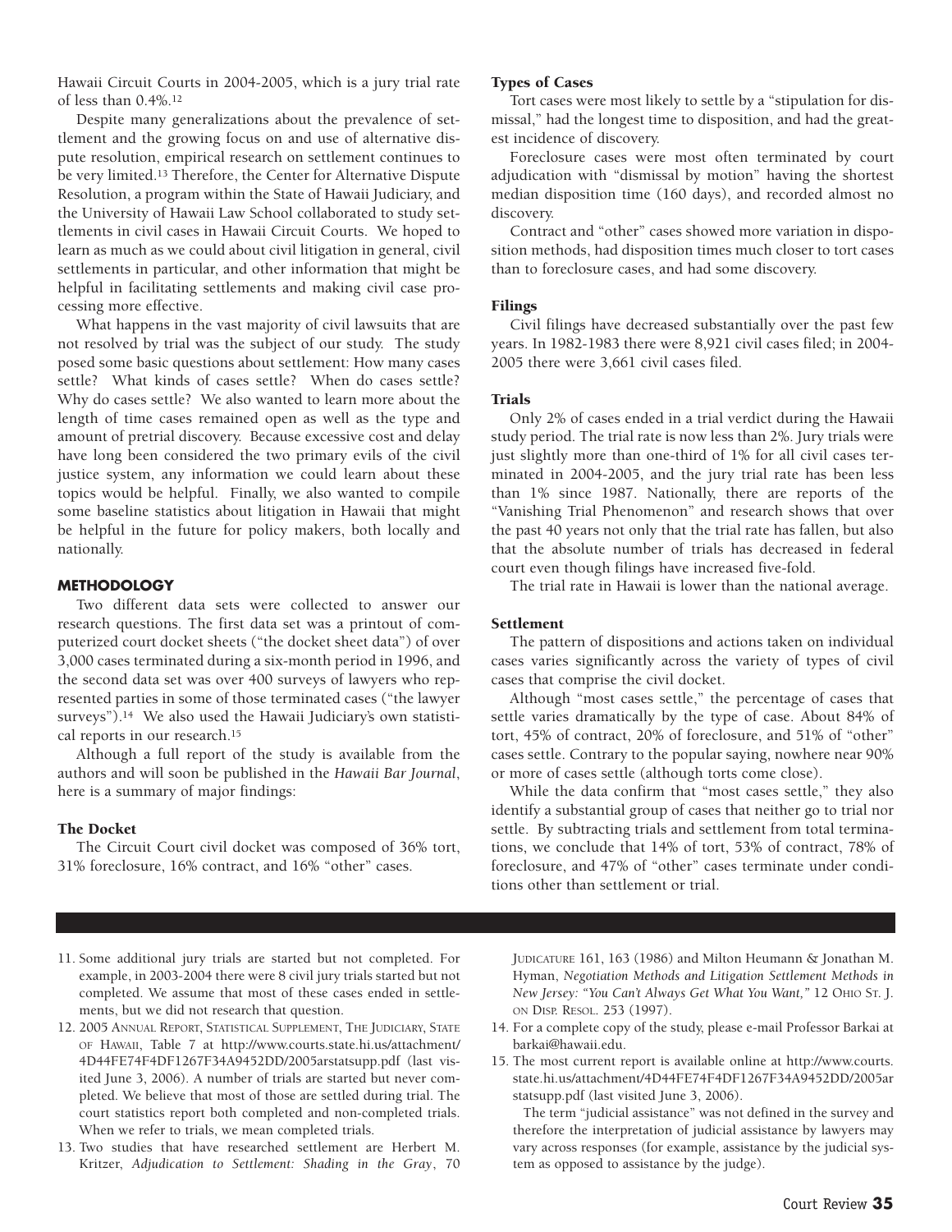Hawaii Circuit Courts in 2004-2005, which is a jury trial rate of less than 0.4%.[12]

Despite many generalizations about the prevalence of settlement and the growing focus on and use of alternative dispute resolution, empirical research on settlement continues to be very limited.[13] Therefore, the Center for Alternative Dispute Resolution, a program within the State of Hawaii Judiciary, and the University of Hawaii Law School collaborated to study settlements in civil cases in Hawaii Circuit Courts. We hoped to learn as much as we could about civil litigation in general, civil settlements in particular, and other information that might be helpful in facilitating settlements and making civil case processing more effective.

What happens in the vast majority of civil lawsuits that are not resolved by trial was the subject of our study. The study posed some basic questions about settlement: How many cases settle? What kinds of cases settle? When do cases settle? Why do cases settle? We also wanted to learn more about the length of time cases remained open as well as the type and amount of pretrial discovery. Because excessive cost and delay have long been considered the two primary evils of the civil justice system, any information we could learn about these topics would be helpful. Finally, we also wanted to compile some baseline statistics about litigation in Hawaii that might be helpful in the future for policy makers, both locally and nationally.

## METHODOLOGY

Two different data sets were collected to answer our research questions. The first data set was a printout of computerized court docket sheets ("the docket sheet data") of over 3,000 cases terminated during a six-month period in 1996, and the second data set was over 400 surveys of lawyers who represented parties in some of those terminated cases ("the lawyer surveys").[14] We also used the Hawaii Judiciary's own statistical reports in our research.[15]

Although a full report of the study is available from the authors and will soon be published in the *Hawaii Bar Journal*, here is a summary of major findings:

### The Docket

The Circuit Court civil docket was composed of 36% tort, 31% foreclosure, 16% contract, and 16% "other" cases.

### Types of Cases

Tort cases were most likely to settle by a "stipulation for dismissal," had the longest time to disposition, and had the greatest incidence of discovery.

Foreclosure cases were most often terminated by court adjudication with "dismissal by motion" having the shortest median disposition time (160 days), and recorded almost no discovery.

Contract and "other" cases showed more variation in disposition methods, had disposition times much closer to tort cases than to foreclosure cases, and had some discovery.

### Filings

Civil filings have decreased substantially over the past few years. In 1982-1983 there were 8,921 civil cases filed; in 2004-2005 there were 3,661 civil cases filed.

### Trials

Only 2% of cases ended in a trial verdict during the Hawaii study period. The trial rate is now less than 2%. Jury trials were just slightly more than one-third of 1% for all civil cases terminated in 2004-2005, and the jury trial rate has been less than 1% since 1987. Nationally, there are reports of the "Vanishing Trial Phenomenon" and research shows that over the past 40 years not only that the trial rate has fallen, but also that the absolute number of trials has decreased in federal court even though filings have increased five-fold.

The trial rate in Hawaii is lower than the national average.

### Settlement

The pattern of dispositions and actions taken on individual cases varies significantly across the variety of types of civil cases that comprise the civil docket.

Although "most cases settle," the percentage of cases that settle varies dramatically by the type of case. About 84% of tort, 45% of contract, 20% of foreclosure, and 51% of "other" cases settle. Contrary to the popular saying, nowhere near 90% or more of cases settle (although torts come close).

While the data confirm that "most cases settle," they also identify a substantial group of cases that neither go to trial nor settle. By subtracting trials and settlement from total terminations, we conclude that 14% of tort, 53% of contract, 78% of foreclosure, and 47% of "other" cases terminate under conditions other than settlement or trial.

---

11. Some additional jury trials are started but not completed. For example, in 2003-2004 there were 8 civil jury trials started but not completed. We assume that most of these cases ended in settlements, but we did not research that question.
12. 2005 ANNUAL REPORT, STATISTICAL SUPPLEMENT, THE JUDICIARY, STATE OF HAWAII, Table 7 at http://www.courts.state.hi.us/attachment/4D44FE74F4DF1267F34A9452DD/2005arstatsupp.pdf (last visited June 3, 2006). A number of trials are started but never completed. We believe that most of those are settled during trial. The court statistics report both completed and non-completed trials. When we refer to trials, we mean completed trials.
13. Two studies that have researched settlement are Herbert M. Kritzer, *Adjudication to Settlement: Shading in the Gray*, 70 JUDICATURE 161, 163 (1986) and Milton Heumann & Jonathan M. Hyman, *Negotiation Methods and Litigation Settlement Methods in New Jersey: "You Can't Always Get What You Want,"* 12 OHIO ST. J. ON DISP. RESOL. 253 (1997).
14. For a complete copy of the study, please e-mail Professor Barkai at barkai@hawaii.edu.
15. The most current report is available online at http://www.courts.state.hi.us/attachment/4D44FE74F4DF1267F34A9452DD/2005arstatsupp.pdf (last visited June 3, 2006).

    The term "judicial assistance" was not defined in the survey and therefore the interpretation of judicial assistance by lawyers may vary across responses (for example, assistance by the judicial system as opposed to assistance by the judge).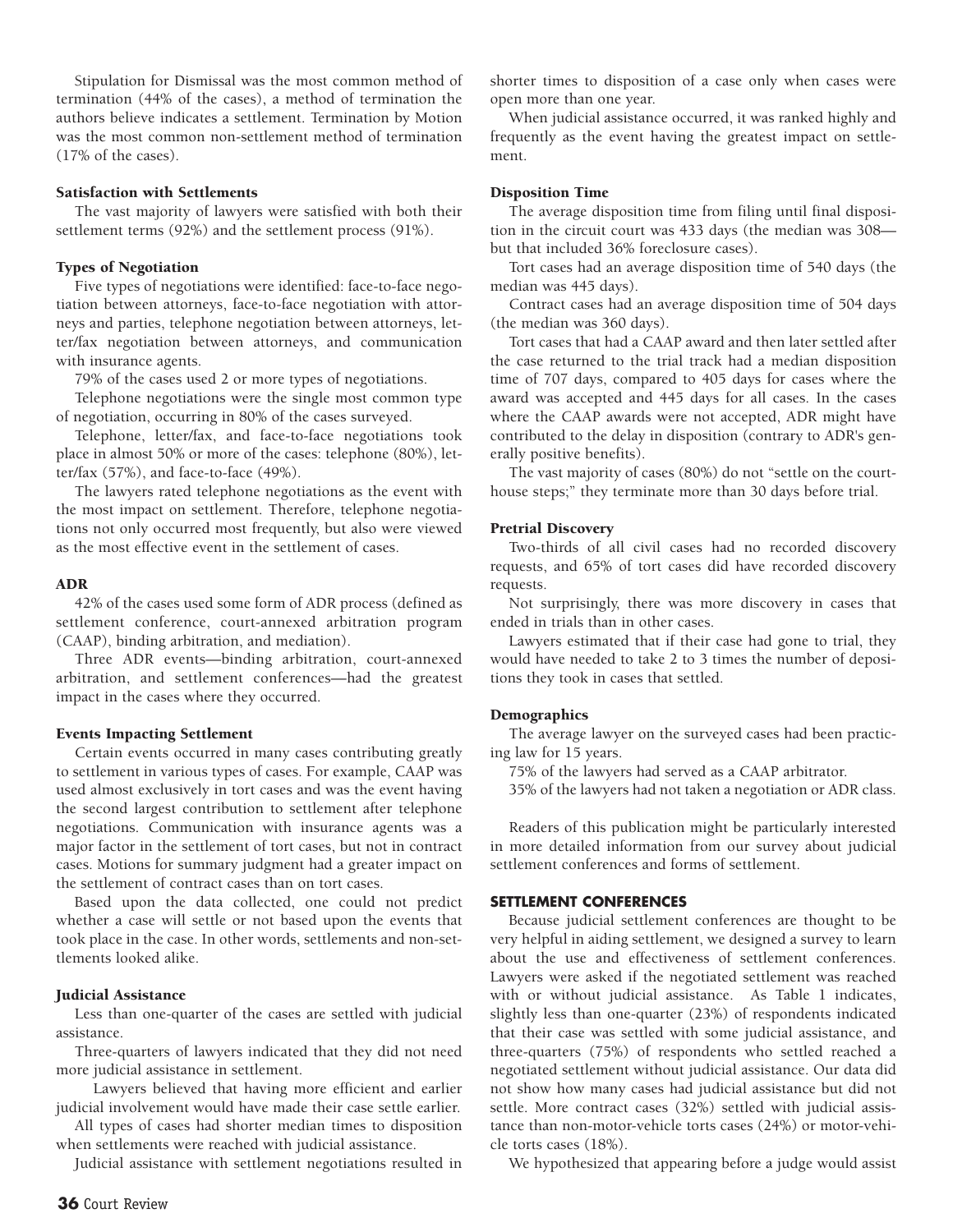Stipulation for Dismissal was the most common method of termination (44% of the cases), a method of termination the authors believe indicates a settlement. Termination by Motion was the most common non-settlement method of termination (17% of the cases).

### Satisfaction with Settlements

The vast majority of lawyers were satisfied with both their settlement terms (92%) and the settlement process (91%).

### Types of Negotiation

Five types of negotiations were identified: face-to-face negotiation between attorneys, face-to-face negotiation with attorneys and parties, telephone negotiation between attorneys, letter/fax negotiation between attorneys, and communication with insurance agents.

79% of the cases used 2 or more types of negotiations.

Telephone negotiations were the single most common type of negotiation, occurring in 80% of the cases surveyed.

Telephone, letter/fax, and face-to-face negotiations took place in almost 50% or more of the cases: telephone (80%), letter/fax (57%), and face-to-face (49%).

The lawyers rated telephone negotiations as the event with the most impact on settlement. Therefore, telephone negotiations not only occurred most frequently, but also were viewed as the most effective event in the settlement of cases.

### ADR

42% of the cases used some form of ADR process (defined as settlement conference, court-annexed arbitration program (CAAP), binding arbitration, and mediation).

Three ADR events—binding arbitration, court-annexed arbitration, and settlement conferences—had the greatest impact in the cases where they occurred.

### Events Impacting Settlement

Certain events occurred in many cases contributing greatly to settlement in various types of cases. For example, CAAP was used almost exclusively in tort cases and was the event having the second largest contribution to settlement after telephone negotiations. Communication with insurance agents was a major factor in the settlement of tort cases, but not in contract cases. Motions for summary judgment had a greater impact on the settlement of contract cases than on tort cases.

Based upon the data collected, one could not predict whether a case will settle or not based upon the events that took place in the case. In other words, settlements and non-settlements looked alike.

### Judicial Assistance

Less than one-quarter of the cases are settled with judicial assistance.

Three-quarters of lawyers indicated that they did not need more judicial assistance in settlement.

Lawyers believed that having more efficient and earlier judicial involvement would have made their case settle earlier.

All types of cases had shorter median times to disposition when settlements were reached with judicial assistance.

Judicial assistance with settlement negotiations resulted in shorter times to disposition of a case only when cases were open more than one year.

When judicial assistance occurred, it was ranked highly and frequently as the event having the greatest impact on settlement.

### Disposition Time

The average disposition time from filing until final disposition in the circuit court was 433 days (the median was 308—but that included 36% foreclosure cases).

Tort cases had an average disposition time of 540 days (the median was 445 days).

Contract cases had an average disposition time of 504 days (the median was 360 days).

Tort cases that had a CAAP award and then later settled after the case returned to the trial track had a median disposition time of 707 days, compared to 405 days for cases where the award was accepted and 445 days for all cases. In the cases where the CAAP awards were not accepted, ADR might have contributed to the delay in disposition (contrary to ADR's generally positive benefits).

The vast majority of cases (80%) do not "settle on the courthouse steps;" they terminate more than 30 days before trial.

### Pretrial Discovery

Two-thirds of all civil cases had no recorded discovery requests, and 65% of tort cases did have recorded discovery requests.

Not surprisingly, there was more discovery in cases that ended in trials than in other cases.

Lawyers estimated that if their case had gone to trial, they would have needed to take 2 to 3 times the number of depositions they took in cases that settled.

### Demographics

The average lawyer on the surveyed cases had been practicing law for 15 years.

75% of the lawyers had served as a CAAP arbitrator.

35% of the lawyers had not taken a negotiation or ADR class.

Readers of this publication might be particularly interested in more detailed information from our survey about judicial settlement conferences and forms of settlement.

## SETTLEMENT CONFERENCES

Because judicial settlement conferences are thought to be very helpful in aiding settlement, we designed a survey to learn about the use and effectiveness of settlement conferences. Lawyers were asked if the negotiated settlement was reached with or without judicial assistance. As Table 1 indicates, slightly less than one-quarter (23%) of respondents indicated that their case was settled with some judicial assistance, and three-quarters (75%) of respondents who settled reached a negotiated settlement without judicial assistance. Our data did not show how many cases had judicial assistance but did not settle. More contract cases (32%) settled with judicial assistance than non-motor-vehicle torts cases (24%) or motor-vehicle torts cases (18%).

We hypothesized that appearing before a judge would assist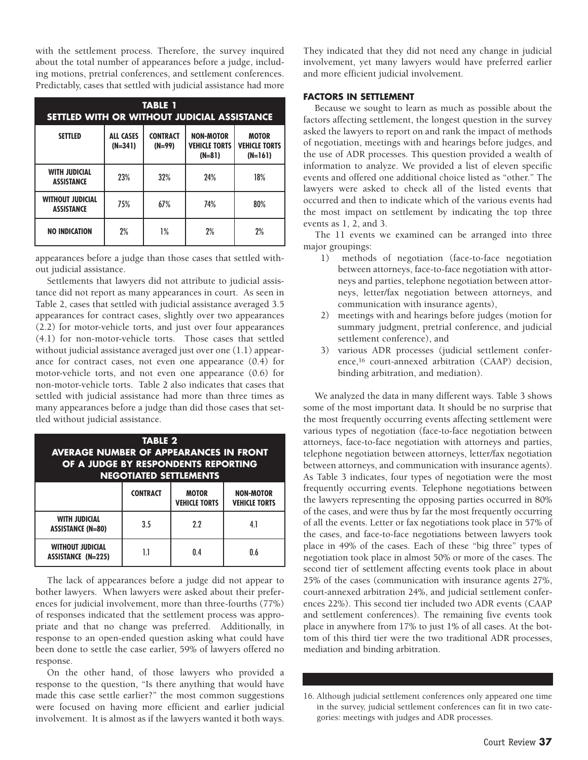with the settlement process. Therefore, the survey inquired about the total number of appearances before a judge, including motions, pretrial conferences, and settlement conferences. Predictably, cases that settled with judicial assistance had more appearances before a judge than those cases that settled without judicial assistance.

**TABLE 1**
**SETTLED WITH OR WITHOUT JUDICIAL ASSISTANCE**

| SETTLED | ALL CASES (N=341) | CONTRACT (N=99) | NON-MOTOR VEHICLE TORTS (N=81) | MOTOR VEHICLE TORTS (N=161) |
|---|---|---|---|---|
| WITH JUDICIAL ASSISTANCE | 23% | 32% | 24% | 18% |
| WITHOUT JUDICIAL ASSISTANCE | 75% | 67% | 74% | 80% |
| NO INDICATION | 2% | 1% | 2% | 2% |

Settlements that lawyers did not attribute to judicial assistance did not report as many appearances in court. As seen in Table 2, cases that settled with judicial assistance averaged 3.5 appearances for contract cases, slightly over two appearances (2.2) for motor-vehicle torts, and just over four appearances (4.1) for non-motor-vehicle torts. Those cases that settled without judicial assistance averaged just over one (1.1) appearance for contract cases, not even one appearance (0.4) for motor-vehicle torts, and not even one appearance (0.6) for non-motor-vehicle torts. Table 2 also indicates that cases that settled with judicial assistance had more than three times as many appearances before a judge than did those cases that settled without judicial assistance.

**TABLE 2**
**AVERAGE NUMBER OF APPEARANCES IN FRONT OF A JUDGE BY RESPONDENTS REPORTING NEGOTIATED SETTLEMENTS**

| | CONTRACT | MOTOR VEHICLE TORTS | NON-MOTOR VEHICLE TORTS |
|---|---|---|---|
| WITH JUDICIAL ASSISTANCE (N=80) | 3.5 | 2.2 | 4.1 |
| WITHOUT JUDICIAL ASSISTANCE (N=225) | 1.1 | 0.4 | 0.6 |

The lack of appearances before a judge did not appear to bother lawyers. When lawyers were asked about their preferences for judicial involvement, more than three-fourths (77%) of responses indicated that the settlement process was appropriate and that no change was preferred. Additionally, in response to an open-ended question asking what could have been done to settle the case earlier, 59% of lawyers offered no response.

On the other hand, of those lawyers who provided a response to the question, "Is there anything that would have made this case settle earlier?" the most common suggestions were focused on having more efficient and earlier judicial involvement. It is almost as if the lawyers wanted it both ways. They indicated that they did not need any change in judicial involvement, yet many lawyers would have preferred earlier and more efficient judicial involvement.

### FACTORS IN SETTLEMENT

Because we sought to learn as much as possible about the factors affecting settlement, the longest question in the survey asked the lawyers to report on and rank the impact of methods of negotiation, meetings with and hearings before judges, and the use of ADR processes. This question provided a wealth of information to analyze. We provided a list of eleven specific events and offered one additional choice listed as "other." The lawyers were asked to check all of the listed events that occurred and then to indicate which of the various events had the most impact on settlement by indicating the top three events as 1, 2, and 3.

The 11 events we examined can be arranged into three major groupings:

1) methods of negotiation (face-to-face negotiation between attorneys, face-to-face negotiation with attorneys and parties, telephone negotiation between attorneys, letter/fax negotiation between attorneys, and communication with insurance agents),
2) meetings with and hearings before judges (motion for summary judgment, pretrial conference, and judicial settlement conference), and
3) various ADR processes (judicial settlement conference,[16] court-annexed arbitration (CAAP) decision, binding arbitration, and mediation).

We analyzed the data in many different ways. Table 3 shows some of the most important data. It should be no surprise that the most frequently occurring events affecting settlement were various types of negotiation (face-to-face negotiation between attorneys, face-to-face negotiation with attorneys and parties, telephone negotiation between attorneys, letter/fax negotiation between attorneys, and communication with insurance agents). As Table 3 indicates, four types of negotiation were the most frequently occurring events. Telephone negotiations between the lawyers representing the opposing parties occurred in 80% of the cases, and were thus by far the most frequently occurring of all the events. Letter or fax negotiations took place in 57% of the cases, and face-to-face negotiations between lawyers took place in 49% of the cases. Each of these "big three" types of negotiation took place in almost 50% or more of the cases. The second tier of settlement affecting events took place in about 25% of the cases (communication with insurance agents 27%, court-annexed arbitration 24%, and judicial settlement conferences 22%). This second tier included two ADR events (CAAP and settlement conferences). The remaining five events took place in anywhere from 17% to just 1% of all cases. At the bottom of this third tier were the two traditional ADR processes, mediation and binding arbitration.

16. Although judicial settlement conferences only appeared one time in the survey, judicial settlement conferences can fit in two categories: meetings with judges and ADR processes.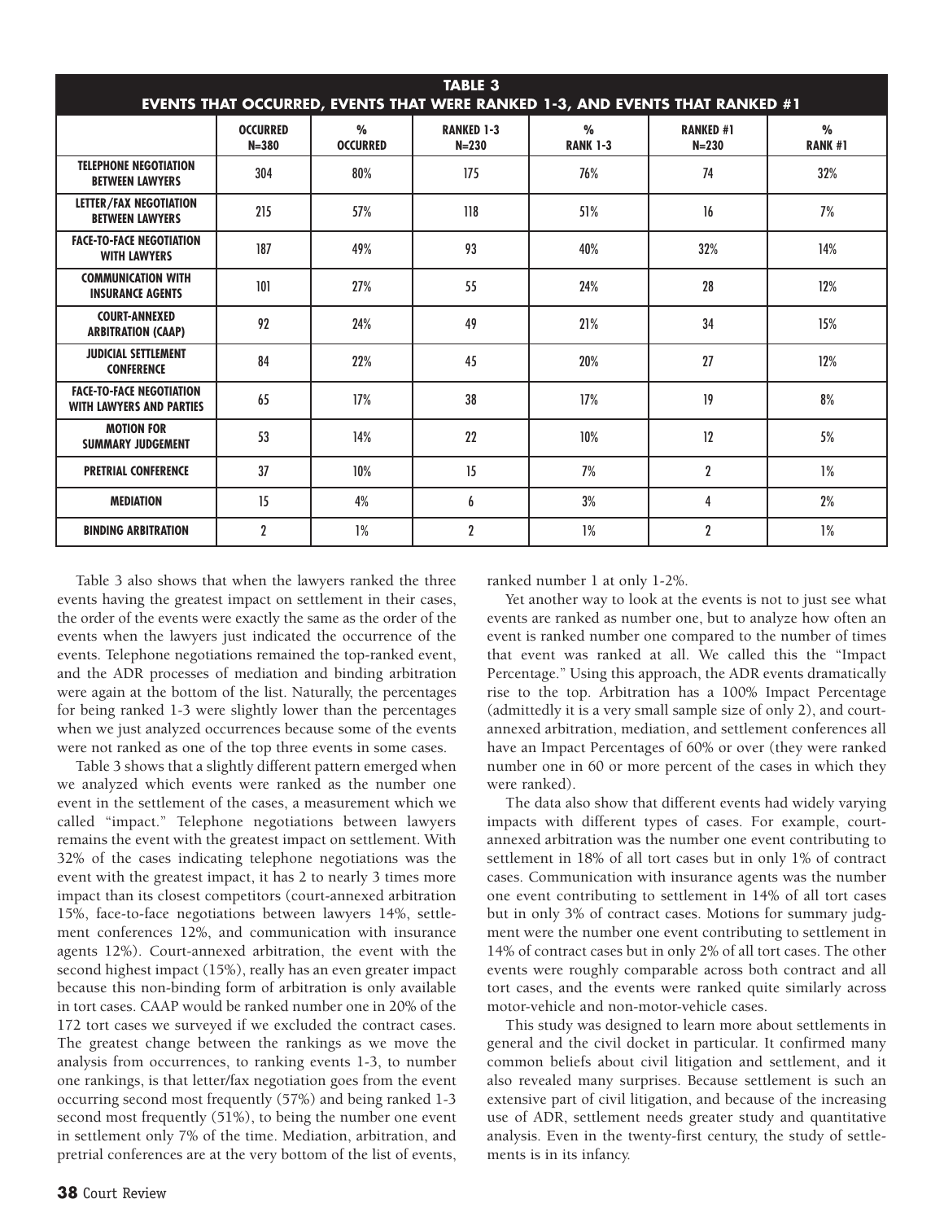| TABLE 3<br>EVENTS THAT OCCURRED, EVENTS THAT WERE RANKED 1-3, AND EVENTS THAT RANKED #1 | | | | | | |
|---|---|---|---|---|---|---|
| | **OCCURRED N=380** | **% OCCURRED** | **RANKED 1-3 N=230** | **% RANK 1-3** | **RANKED #1 N=230** | **% RANK #1** |
| **TELEPHONE NEGOTIATION BETWEEN LAWYERS** | 304 | 80% | 175 | 76% | 74 | 32% |
| **LETTER/FAX NEGOTIATION BETWEEN LAWYERS** | 215 | 57% | 118 | 51% | 16 | 7% |
| **FACE-TO-FACE NEGOTIATION WITH LAWYERS** | 187 | 49% | 93 | 40% | 32% | 14% |
| **COMMUNICATION WITH INSURANCE AGENTS** | 101 | 27% | 55 | 24% | 28 | 12% |
| **COURT-ANNEXED ARBITRATION (CAAP)** | 92 | 24% | 49 | 21% | 34 | 15% |
| **JUDICIAL SETTLEMENT CONFERENCE** | 84 | 22% | 45 | 20% | 27 | 12% |
| **FACE-TO-FACE NEGOTIATION WITH LAWYERS AND PARTIES** | 65 | 17% | 38 | 17% | 19 | 8% |
| **MOTION FOR SUMMARY JUDGEMENT** | 53 | 14% | 22 | 10% | 12 | 5% |
| **PRETRIAL CONFERENCE** | 37 | 10% | 15 | 7% | 2 | 1% |
| **MEDIATION** | 15 | 4% | 6 | 3% | 4 | 2% |
| **BINDING ARBITRATION** | 2 | 1% | 2 | 1% | 2 | 1% |

Table 3 also shows that when the lawyers ranked the three events having the greatest impact on settlement in their cases, the order of the events were exactly the same as the order of the events when the lawyers just indicated the occurrence of the events. Telephone negotiations remained the top-ranked event, and the ADR processes of mediation and binding arbitration were again at the bottom of the list. Naturally, the percentages for being ranked 1-3 were slightly lower than the percentages when we just analyzed occurrences because some of the events were not ranked as one of the top three events in some cases.

Table 3 shows that a slightly different pattern emerged when we analyzed which events were ranked as the number one event in the settlement of the cases, a measurement which we called "impact." Telephone negotiations between lawyers remains the event with the greatest impact on settlement. With 32% of the cases indicating telephone negotiations was the event with the greatest impact, it has 2 to nearly 3 times more impact than its closest competitors (court-annexed arbitration 15%, face-to-face negotiations between lawyers 14%, settlement conferences 12%, and communication with insurance agents 12%). Court-annexed arbitration, the event with the second highest impact (15%), really has an even greater impact because this non-binding form of arbitration is only available in tort cases. CAAP would be ranked number one in 20% of the 172 tort cases we surveyed if we excluded the contract cases. The greatest change between the rankings as we move the analysis from occurrences, to ranking events 1-3, to number one rankings, is that letter/fax negotiation goes from the event occurring second most frequently (57%) and being ranked 1-3 second most frequently (51%), to being the number one event in settlement only 7% of the time. Mediation, arbitration, and pretrial conferences are at the very bottom of the list of events, ranked number 1 at only 1-2%.

Yet another way to look at the events is not to just see what events are ranked as number one, but to analyze how often an event is ranked number one compared to the number of times that event was ranked at all. We called this the "Impact Percentage." Using this approach, the ADR events dramatically rise to the top. Arbitration has a 100% Impact Percentage (admittedly it is a very small sample size of only 2), and court-annexed arbitration, mediation, and settlement conferences all have an Impact Percentages of 60% or over (they were ranked number one in 60 or more percent of the cases in which they were ranked).

The data also show that different events had widely varying impacts with different types of cases. For example, court-annexed arbitration was the number one event contributing to settlement in 18% of all tort cases but in only 1% of contract cases. Communication with insurance agents was the number one event contributing to settlement in 14% of all tort cases but in only 3% of contract cases. Motions for summary judgment were the number one event contributing to settlement in 14% of contract cases but in only 2% of all tort cases. The other events were roughly comparable across both contract and all tort cases, and the events were ranked quite similarly across motor-vehicle and non-motor-vehicle cases.

This study was designed to learn more about settlements in general and the civil docket in particular. It confirmed many common beliefs about civil litigation and settlement, and it also revealed many surprises. Because settlement is such an extensive part of civil litigation, and because of the increasing use of ADR, settlement needs greater study and quantitative analysis. Even in the twenty-first century, the study of settlements is in its infancy.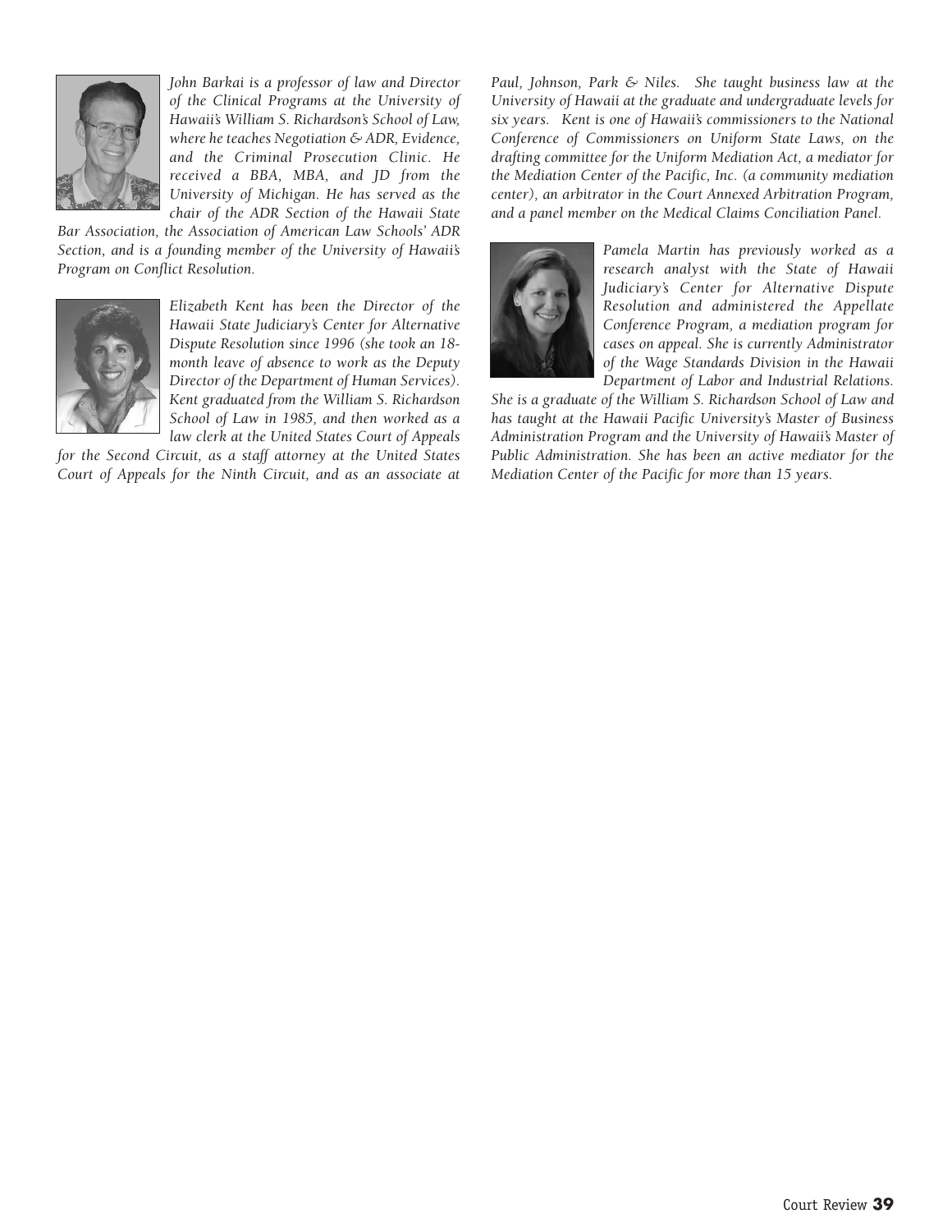*John Barkai is a professor of law and Director of the Clinical Programs at the University of Hawaii's William S. Richardson's School of Law, where he teaches Negotiation & ADR, Evidence, and the Criminal Prosecution Clinic. He received a BBA, MBA, and JD from the University of Michigan. He has served as the chair of the ADR Section of the Hawaii State Bar Association, the Association of American Law Schools' ADR Section, and is a founding member of the University of Hawaii's Program on Conflict Resolution.*

*Elizabeth Kent has been the Director of the Hawaii State Judiciary's Center for Alternative Dispute Resolution since 1996 (she took an 18-month leave of absence to work as the Deputy Director of the Department of Human Services). Kent graduated from the William S. Richardson School of Law in 1985, and then worked as a law clerk at the United States Court of Appeals for the Second Circuit, as a staff attorney at the United States Court of Appeals for the Ninth Circuit, and as an associate at Paul, Johnson, Park & Niles. She taught business law at the University of Hawaii at the graduate and undergraduate levels for six years. Kent is one of Hawaii's commissioners to the National Conference of Commissioners on Uniform State Laws, on the drafting committee for the Uniform Mediation Act, a mediator for the Mediation Center of the Pacific, Inc. (a community mediation center), an arbitrator in the Court Annexed Arbitration Program, and a panel member on the Medical Claims Conciliation Panel.*

*Pamela Martin has previously worked as a research analyst with the State of Hawaii Judiciary's Center for Alternative Dispute Resolution and administered the Appellate Conference Program, a mediation program for cases on appeal. She is currently Administrator of the Wage Standards Division in the Hawaii Department of Labor and Industrial Relations. She is a graduate of the William S. Richardson School of Law and has taught at the Hawaii Pacific University's Master of Business Administration Program and the University of Hawaii's Master of Public Administration. She has been an active mediator for the Mediation Center of the Pacific for more than 15 years.*